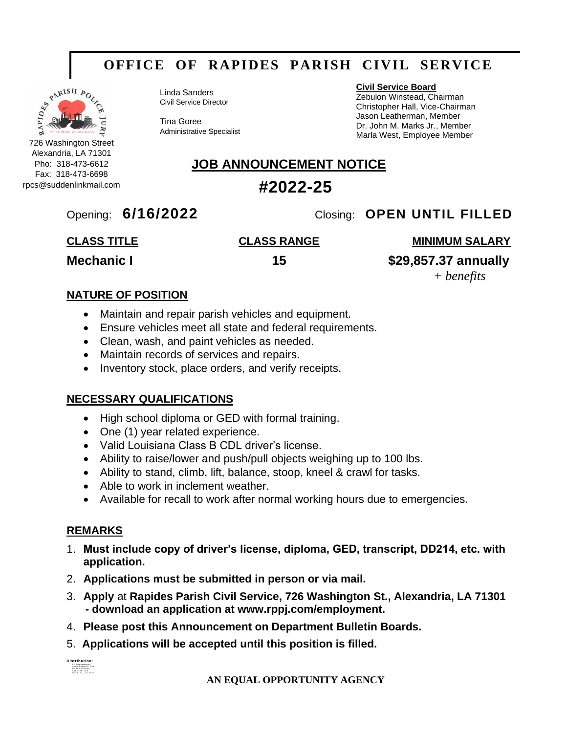# OFFICE OF RAPIDES PARISH CIVIL SERVICE

726 Washington Street
Alexandria, LA 71301
Pho: 318-473-6612
Fax: 318-473-6698
rpcs@suddenlinkmail.com

Linda Sanders
Civil Service Director

Tina Goree
Administrative Specialist

**Civil Service Board**
Zebulon Winstead, Chairman
Christopher Hall, Vice-Chairman
Jason Leatherman, Member
Dr. John M. Marks Jr., Member
Marla West, Employee Member

## JOB ANNOUNCEMENT NOTICE

## #2022-25

Opening: **6/16/2022** Closing: **OPEN UNTIL FILLED**

| CLASS TITLE | CLASS RANGE | MINIMUM SALARY |
|---|---|---|
| **Mechanic I** | **15** | **$29,857.37 annually** *+ benefits* |

### NATURE OF POSITION

- Maintain and repair parish vehicles and equipment.
- Ensure vehicles meet all state and federal requirements.
- Clean, wash, and paint vehicles as needed.
- Maintain records of services and repairs.
- Inventory stock, place orders, and verify receipts.

### NECESSARY QUALIFICATIONS

- High school diploma or GED with formal training.
- One (1) year related experience.
- Valid Louisiana Class B CDL driver's license.
- Ability to raise/lower and push/pull objects weighing up to 100 lbs.
- Ability to stand, climb, lift, balance, stoop, kneel & crawl for tasks.
- Able to work in inclement weather.
- Available for recall to work after normal working hours due to emergencies.

### REMARKS

1. **Must include copy of driver's license, diploma, GED, transcript, DD214, etc. with application.**
2. **Applications must be submitted in person or via mail.**
3. **Apply** at **Rapides Parish Civil Service, 726 Washington St., Alexandria, LA 71301 - download an application at www.rppj.com/employment.**
4. **Please post this Announcement on Department Bulletin Boards.**
5. **Applications will be accepted until this position is filled.**

**Distribution:**
All Departments
Announcement File
LA Job Service
Cable Service
LSUA, LC, LA Tech

**AN EQUAL OPPORTUNITY AGENCY**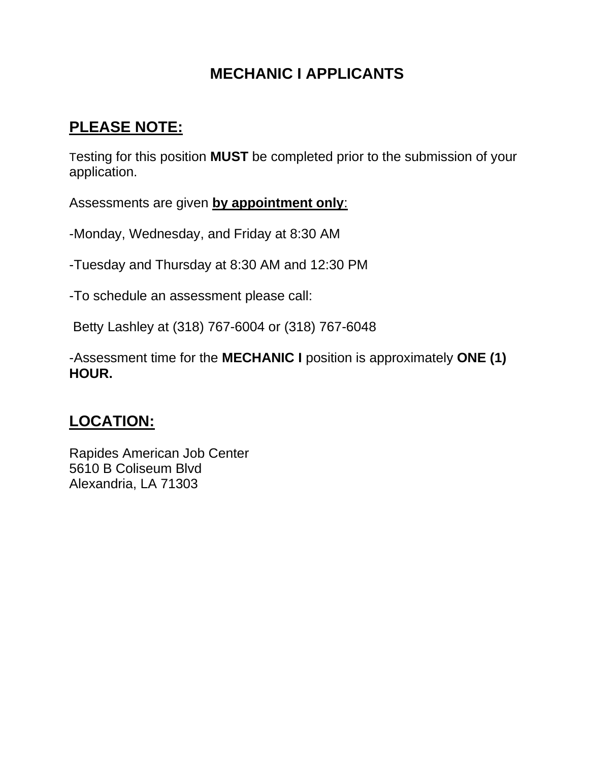# MECHANIC I APPLICANTS

## PLEASE NOTE:

Testing for this position **MUST** be completed prior to the submission of your application.

Assessments are given **by appointment only**:

-Monday, Wednesday, and Friday at 8:30 AM

-Tuesday and Thursday at 8:30 AM and 12:30 PM

-To schedule an assessment please call:

Betty Lashley at (318) 767-6004 or (318) 767-6048

-Assessment time for the **MECHANIC I** position is approximately **ONE (1) HOUR.**

## LOCATION:

Rapides American Job Center
5610 B Coliseum Blvd
Alexandria, LA 71303